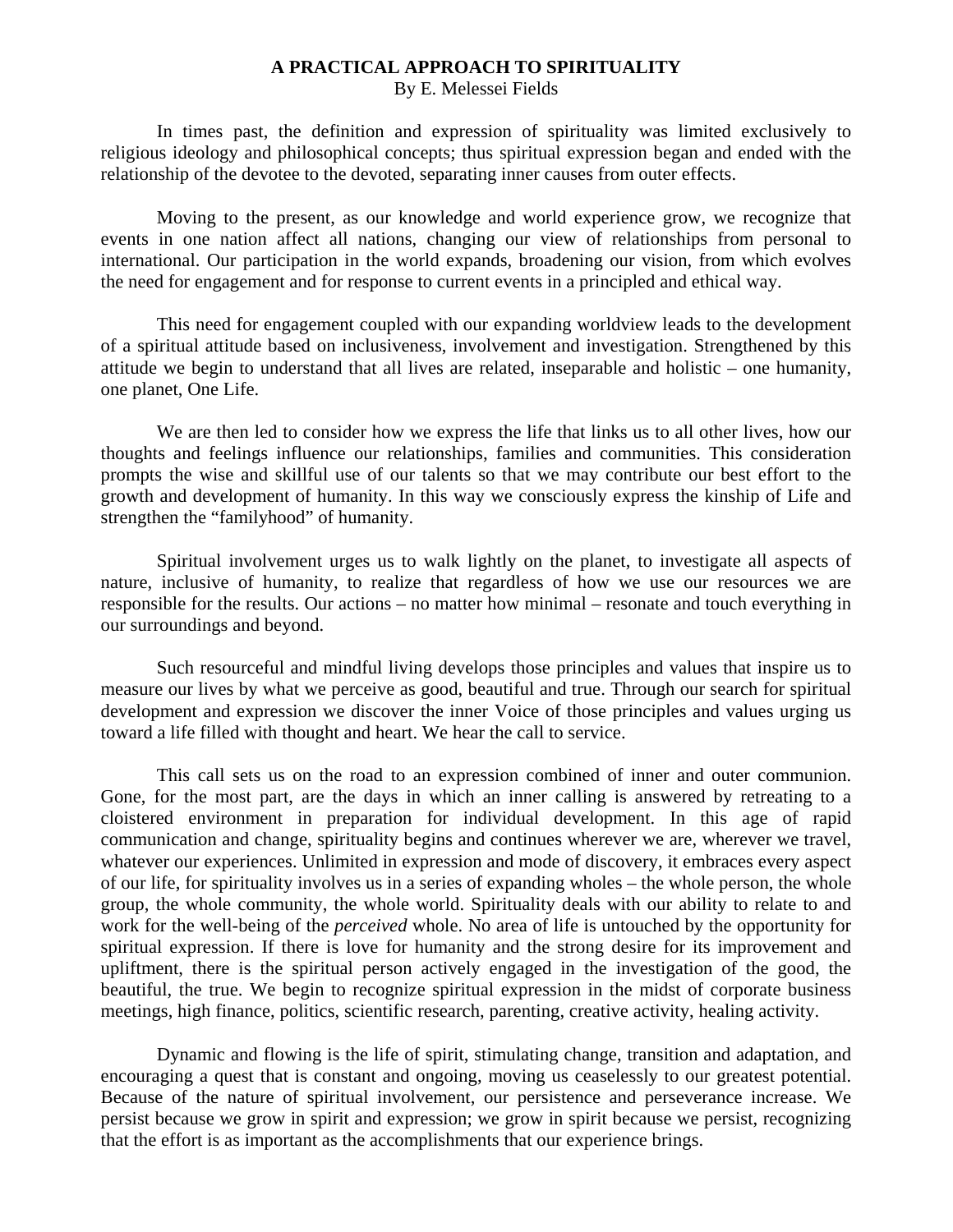# A PRACTICAL APPROACH TO SPIRITUALITY

By E. Melessei Fields

In times past, the definition and expression of spirituality was limited exclusively to religious ideology and philosophical concepts; thus spiritual expression began and ended with the relationship of the devotee to the devoted, separating inner causes from outer effects.

Moving to the present, as our knowledge and world experience grow, we recognize that events in one nation affect all nations, changing our view of relationships from personal to international. Our participation in the world expands, broadening our vision, from which evolves the need for engagement and for response to current events in a principled and ethical way.

This need for engagement coupled with our expanding worldview leads to the development of a spiritual attitude based on inclusiveness, involvement and investigation. Strengthened by this attitude we begin to understand that all lives are related, inseparable and holistic – one humanity, one planet, One Life.

We are then led to consider how we express the life that links us to all other lives, how our thoughts and feelings influence our relationships, families and communities. This consideration prompts the wise and skillful use of our talents so that we may contribute our best effort to the growth and development of humanity. In this way we consciously express the kinship of Life and strengthen the "familyhood" of humanity.

Spiritual involvement urges us to walk lightly on the planet, to investigate all aspects of nature, inclusive of humanity, to realize that regardless of how we use our resources we are responsible for the results. Our actions – no matter how minimal – resonate and touch everything in our surroundings and beyond.

Such resourceful and mindful living develops those principles and values that inspire us to measure our lives by what we perceive as good, beautiful and true. Through our search for spiritual development and expression we discover the inner Voice of those principles and values urging us toward a life filled with thought and heart. We hear the call to service.

This call sets us on the road to an expression combined of inner and outer communion. Gone, for the most part, are the days in which an inner calling is answered by retreating to a cloistered environment in preparation for individual development. In this age of rapid communication and change, spirituality begins and continues wherever we are, wherever we travel, whatever our experiences. Unlimited in expression and mode of discovery, it embraces every aspect of our life, for spirituality involves us in a series of expanding wholes – the whole person, the whole group, the whole community, the whole world. Spirituality deals with our ability to relate to and work for the well-being of the *perceived* whole. No area of life is untouched by the opportunity for spiritual expression. If there is love for humanity and the strong desire for its improvement and upliftment, there is the spiritual person actively engaged in the investigation of the good, the beautiful, the true. We begin to recognize spiritual expression in the midst of corporate business meetings, high finance, politics, scientific research, parenting, creative activity, healing activity.

Dynamic and flowing is the life of spirit, stimulating change, transition and adaptation, and encouraging a quest that is constant and ongoing, moving us ceaselessly to our greatest potential. Because of the nature of spiritual involvement, our persistence and perseverance increase. We persist because we grow in spirit and expression; we grow in spirit because we persist, recognizing that the effort is as important as the accomplishments that our experience brings.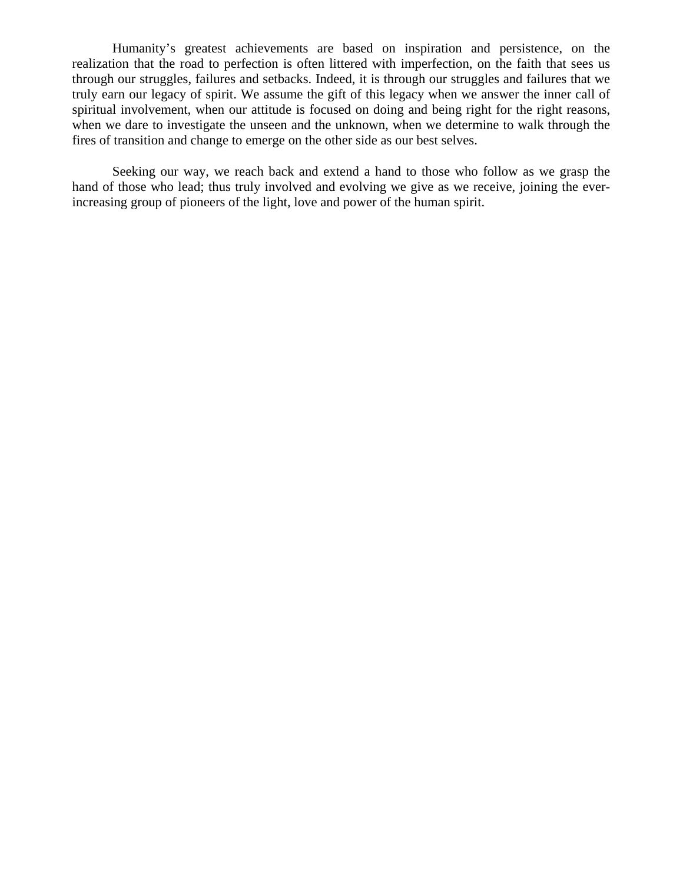Humanity's greatest achievements are based on inspiration and persistence, on the realization that the road to perfection is often littered with imperfection, on the faith that sees us through our struggles, failures and setbacks. Indeed, it is through our struggles and failures that we truly earn our legacy of spirit. We assume the gift of this legacy when we answer the inner call of spiritual involvement, when our attitude is focused on doing and being right for the right reasons, when we dare to investigate the unseen and the unknown, when we determine to walk through the fires of transition and change to emerge on the other side as our best selves.

Seeking our way, we reach back and extend a hand to those who follow as we grasp the hand of those who lead; thus truly involved and evolving we give as we receive, joining the ever-increasing group of pioneers of the light, love and power of the human spirit.